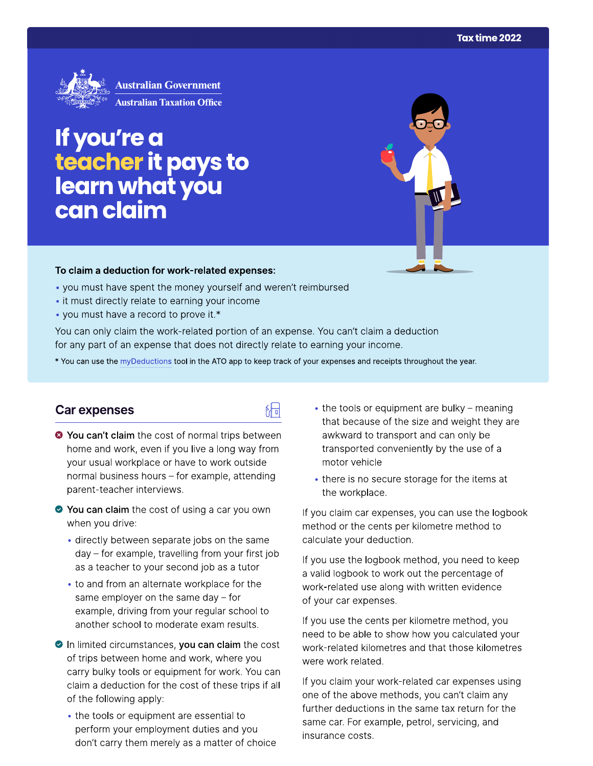Tax time 2022

Australian Government
Australian Taxation Office

# If you're a teacher it pays to learn what you can claim

**To claim a deduction for work-related expenses:**

- you must have spent the money yourself and weren't reimbursed
- it must directly relate to earning your income
- you must have a record to prove it.*

You can only claim the work-related portion of an expense. You can't claim a deduction for any part of an expense that does not directly relate to earning your income.

* You can use the myDeductions tool in the ATO app to keep track of your expenses and receipts throughout the year.

## Car expenses

- **You can't claim** the cost of normal trips between home and work, even if you live a long way from your usual workplace or have to work outside normal business hours – for example, attending parent-teacher interviews.
- **You can claim** the cost of using a car you own when you drive:
  - directly between separate jobs on the same day – for example, travelling from your first job as a teacher to your second job as a tutor
  - to and from an alternate workplace for the same employer on the same day – for example, driving from your regular school to another school to moderate exam results.
- In limited circumstances, **you can claim** the cost of trips between home and work, where you carry bulky tools or equipment for work. You can claim a deduction for the cost of these trips if all of the following apply:
  - the tools or equipment are essential to perform your employment duties and you don't carry them merely as a matter of choice
  - the tools or equipment are bulky – meaning that because of the size and weight they are awkward to transport and can only be transported conveniently by the use of a motor vehicle
  - there is no secure storage for the items at the workplace.

If you claim car expenses, you can use the logbook method or the cents per kilometre method to calculate your deduction.

If you use the logbook method, you need to keep a valid logbook to work out the percentage of work-related use along with written evidence of your car expenses.

If you use the cents per kilometre method, you need to be able to show how you calculated your work-related kilometres and that those kilometres were work related.

If you claim your work-related car expenses using one of the above methods, you can't claim any further deductions in the same tax return for the same car. For example, petrol, servicing, and insurance costs.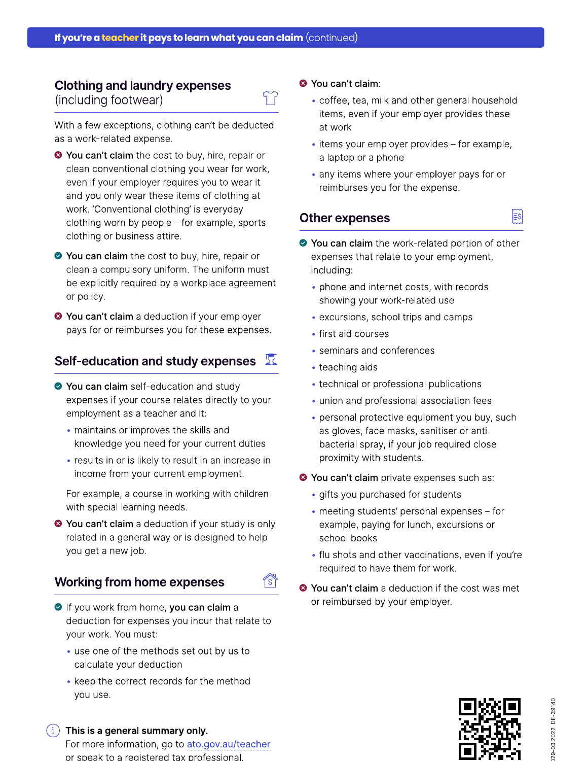**If you're a teacher it pays to learn what you can claim** (continued)

## Clothing and laundry expenses (including footwear)

With a few exceptions, clothing can't be deducted as a work-related expense.

- **You can't claim** the cost to buy, hire, repair or clean conventional clothing you wear for work, even if your employer requires you to wear it and you only wear these items of clothing at work. 'Conventional clothing' is everyday clothing worn by people – for example, sports clothing or business attire.
- **You can claim** the cost to buy, hire, repair or clean a compulsory uniform. The uniform must be explicitly required by a workplace agreement or policy.
- **You can't claim** a deduction if your employer pays for or reimburses you for these expenses.

## Self-education and study expenses

- **You can claim** self-education and study expenses if your course relates directly to your employment as a teacher and it:
  - maintains or improves the skills and knowledge you need for your current duties
  - results in or is likely to result in an increase in income from your current employment.

  For example, a course in working with children with special learning needs.
- **You can't claim** a deduction if your study is only related in a general way or is designed to help you get a new job.

## Working from home expenses

- If you work from home, **you can claim** a deduction for expenses you incur that relate to your work. You must:
  - use one of the methods set out by us to calculate your deduction
  - keep the correct records for the method you use.
- **You can't claim**:
  - coffee, tea, milk and other general household items, even if your employer provides these at work
  - items your employer provides – for example, a laptop or a phone
  - any items where your employer pays for or reimburses you for the expense.

## Other expenses

- **You can claim** the work-related portion of other expenses that relate to your employment, including:
  - phone and internet costs, with records showing your work-related use
  - excursions, school trips and camps
  - first aid courses
  - seminars and conferences
  - teaching aids
  - technical or professional publications
  - union and professional association fees
  - personal protective equipment you buy, such as gloves, face masks, sanitiser or anti-bacterial spray, if your job required close proximity with students.
- **You can't claim** private expenses such as:
  - gifts you purchased for students
  - meeting students' personal expenses – for example, paying for lunch, excursions or school books
  - flu shots and other vaccinations, even if you're required to have them for work.
- **You can't claim** a deduction if the cost was met or reimbursed by your employer.

**This is a general summary only.**
For more information, go to ato.gov.au/teacher or speak to a registered tax professional.

029-03.2022 DE-39140